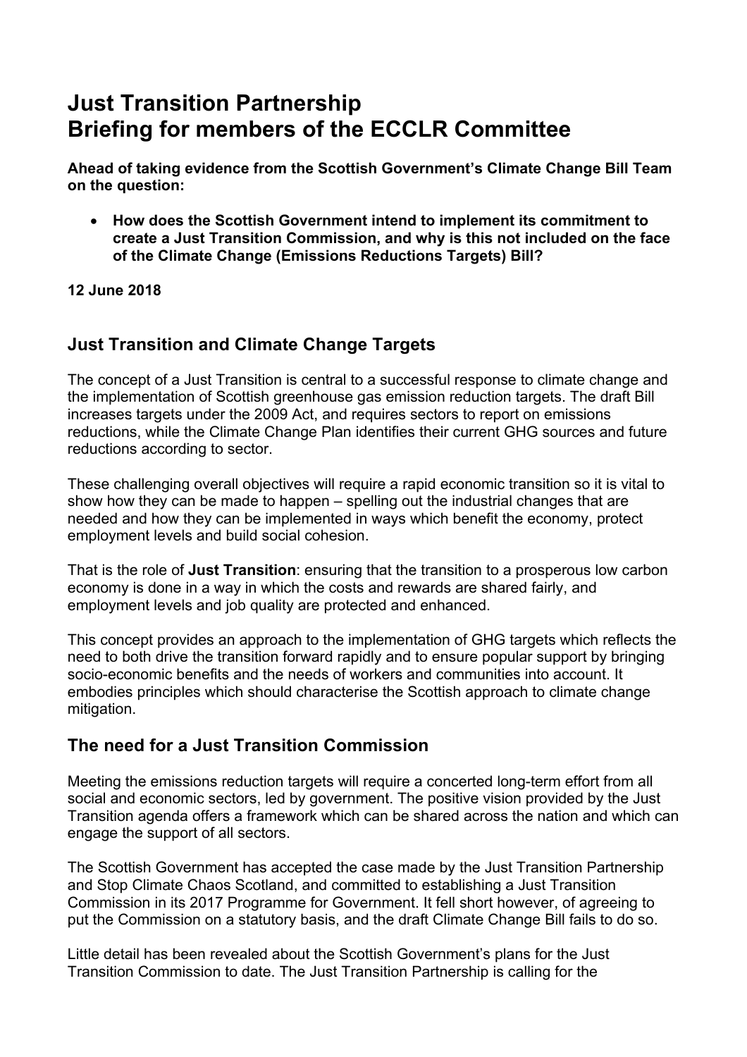# Just Transition Partnership
# Briefing for members of the ECCLR Committee

**Ahead of taking evidence from the Scottish Government's Climate Change Bill Team on the question:**

- **How does the Scottish Government intend to implement its commitment to create a Just Transition Commission, and why is this not included on the face of the Climate Change (Emissions Reductions Targets) Bill?**

**12 June 2018**

## Just Transition and Climate Change Targets

The concept of a Just Transition is central to a successful response to climate change and the implementation of Scottish greenhouse gas emission reduction targets. The draft Bill increases targets under the 2009 Act, and requires sectors to report on emissions reductions, while the Climate Change Plan identifies their current GHG sources and future reductions according to sector.

These challenging overall objectives will require a rapid economic transition so it is vital to show how they can be made to happen – spelling out the industrial changes that are needed and how they can be implemented in ways which benefit the economy, protect employment levels and build social cohesion.

That is the role of **Just Transition**: ensuring that the transition to a prosperous low carbon economy is done in a way in which the costs and rewards are shared fairly, and employment levels and job quality are protected and enhanced.

This concept provides an approach to the implementation of GHG targets which reflects the need to both drive the transition forward rapidly and to ensure popular support by bringing socio-economic benefits and the needs of workers and communities into account. It embodies principles which should characterise the Scottish approach to climate change mitigation.

## The need for a Just Transition Commission

Meeting the emissions reduction targets will require a concerted long-term effort from all social and economic sectors, led by government. The positive vision provided by the Just Transition agenda offers a framework which can be shared across the nation and which can engage the support of all sectors.

The Scottish Government has accepted the case made by the Just Transition Partnership and Stop Climate Chaos Scotland, and committed to establishing a Just Transition Commission in its 2017 Programme for Government. It fell short however, of agreeing to put the Commission on a statutory basis, and the draft Climate Change Bill fails to do so.

Little detail has been revealed about the Scottish Government's plans for the Just Transition Commission to date. The Just Transition Partnership is calling for the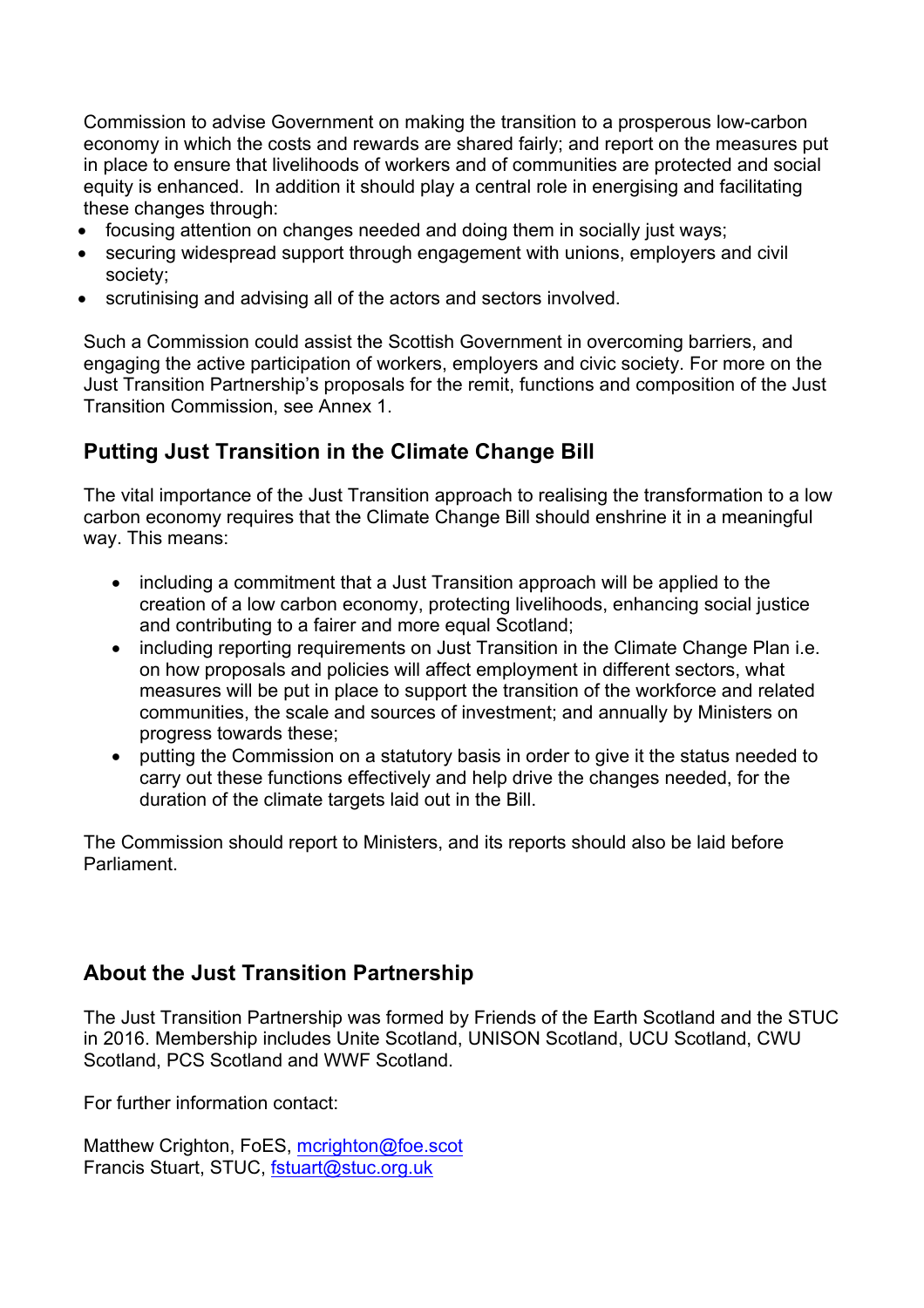Commission to advise Government on making the transition to a prosperous low-carbon economy in which the costs and rewards are shared fairly; and report on the measures put in place to ensure that livelihoods of workers and of communities are protected and social equity is enhanced. In addition it should play a central role in energising and facilitating these changes through:

- focusing attention on changes needed and doing them in socially just ways;
- securing widespread support through engagement with unions, employers and civil society;
- scrutinising and advising all of the actors and sectors involved.

Such a Commission could assist the Scottish Government in overcoming barriers, and engaging the active participation of workers, employers and civic society. For more on the Just Transition Partnership's proposals for the remit, functions and composition of the Just Transition Commission, see Annex 1.

## Putting Just Transition in the Climate Change Bill

The vital importance of the Just Transition approach to realising the transformation to a low carbon economy requires that the Climate Change Bill should enshrine it in a meaningful way. This means:

- including a commitment that a Just Transition approach will be applied to the creation of a low carbon economy, protecting livelihoods, enhancing social justice and contributing to a fairer and more equal Scotland;
- including reporting requirements on Just Transition in the Climate Change Plan i.e. on how proposals and policies will affect employment in different sectors, what measures will be put in place to support the transition of the workforce and related communities, the scale and sources of investment; and annually by Ministers on progress towards these;
- putting the Commission on a statutory basis in order to give it the status needed to carry out these functions effectively and help drive the changes needed, for the duration of the climate targets laid out in the Bill.

The Commission should report to Ministers, and its reports should also be laid before Parliament.

## About the Just Transition Partnership

The Just Transition Partnership was formed by Friends of the Earth Scotland and the STUC in 2016. Membership includes Unite Scotland, UNISON Scotland, UCU Scotland, CWU Scotland, PCS Scotland and WWF Scotland.

For further information contact:

Matthew Crighton, FoES, mcrighton@foe.scot
Francis Stuart, STUC, fstuart@stuc.org.uk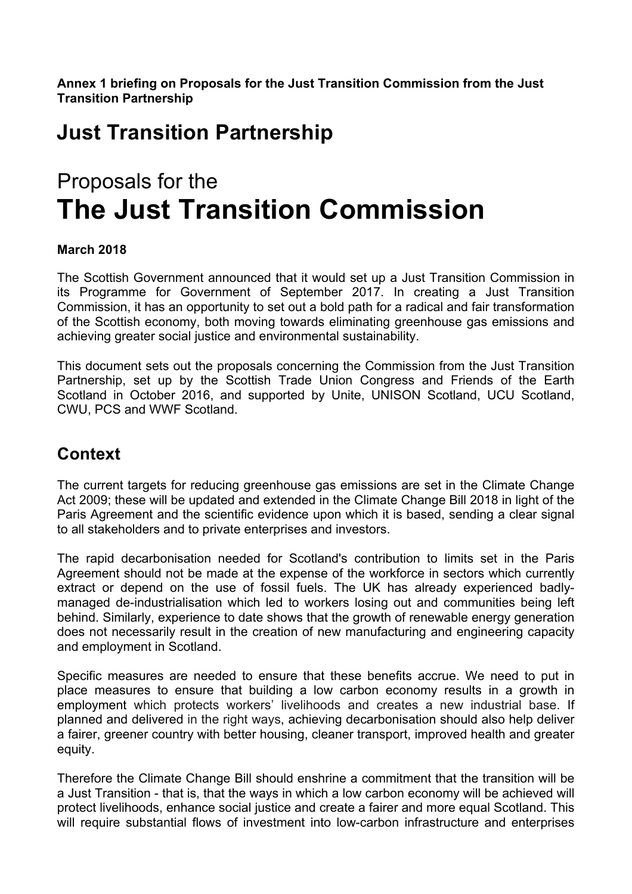**Annex 1 briefing on Proposals for the Just Transition Commission from the Just Transition Partnership**

# Just Transition Partnership

# Proposals for the
# The Just Transition Commission

**March 2018**

The Scottish Government announced that it would set up a Just Transition Commission in its Programme for Government of September 2017. In creating a Just Transition Commission, it has an opportunity to set out a bold path for a radical and fair transformation of the Scottish economy, both moving towards eliminating greenhouse gas emissions and achieving greater social justice and environmental sustainability.

This document sets out the proposals concerning the Commission from the Just Transition Partnership, set up by the Scottish Trade Union Congress and Friends of the Earth Scotland in October 2016, and supported by Unite, UNISON Scotland, UCU Scotland, CWU, PCS and WWF Scotland.

## Context

The current targets for reducing greenhouse gas emissions are set in the Climate Change Act 2009; these will be updated and extended in the Climate Change Bill 2018 in light of the Paris Agreement and the scientific evidence upon which it is based, sending a clear signal to all stakeholders and to private enterprises and investors.

The rapid decarbonisation needed for Scotland's contribution to limits set in the Paris Agreement should not be made at the expense of the workforce in sectors which currently extract or depend on the use of fossil fuels. The UK has already experienced badly-managed de-industrialisation which led to workers losing out and communities being left behind. Similarly, experience to date shows that the growth of renewable energy generation does not necessarily result in the creation of new manufacturing and engineering capacity and employment in Scotland.

Specific measures are needed to ensure that these benefits accrue. We need to put in place measures to ensure that building a low carbon economy results in a growth in employment which protects workers' livelihoods and creates a new industrial base. If planned and delivered in the right ways, achieving decarbonisation should also help deliver a fairer, greener country with better housing, cleaner transport, improved health and greater equity.

Therefore the Climate Change Bill should enshrine a commitment that the transition will be a Just Transition - that is, that the ways in which a low carbon economy will be achieved will protect livelihoods, enhance social justice and create a fairer and more equal Scotland. This will require substantial flows of investment into low-carbon infrastructure and enterprises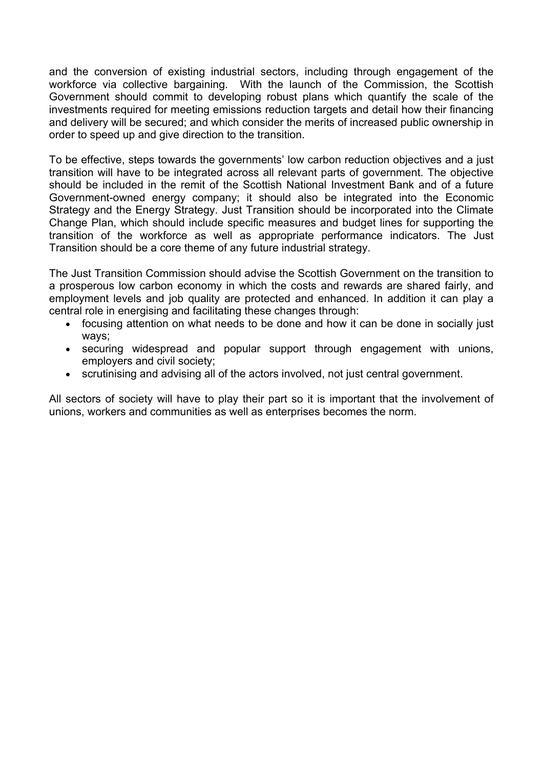and the conversion of existing industrial sectors, including through engagement of the workforce via collective bargaining. With the launch of the Commission, the Scottish Government should commit to developing robust plans which quantify the scale of the investments required for meeting emissions reduction targets and detail how their financing and delivery will be secured; and which consider the merits of increased public ownership in order to speed up and give direction to the transition.

To be effective, steps towards the governments' low carbon reduction objectives and a just transition will have to be integrated across all relevant parts of government. The objective should be included in the remit of the Scottish National Investment Bank and of a future Government-owned energy company; it should also be integrated into the Economic Strategy and the Energy Strategy. Just Transition should be incorporated into the Climate Change Plan, which should include specific measures and budget lines for supporting the transition of the workforce as well as appropriate performance indicators. The Just Transition should be a core theme of any future industrial strategy.

The Just Transition Commission should advise the Scottish Government on the transition to a prosperous low carbon economy in which the costs and rewards are shared fairly, and employment levels and job quality are protected and enhanced. In addition it can play a central role in energising and facilitating these changes through:

- focusing attention on what needs to be done and how it can be done in socially just ways;
- securing widespread and popular support through engagement with unions, employers and civil society;
- scrutinising and advising all of the actors involved, not just central government.

All sectors of society will have to play their part so it is important that the involvement of unions, workers and communities as well as enterprises becomes the norm.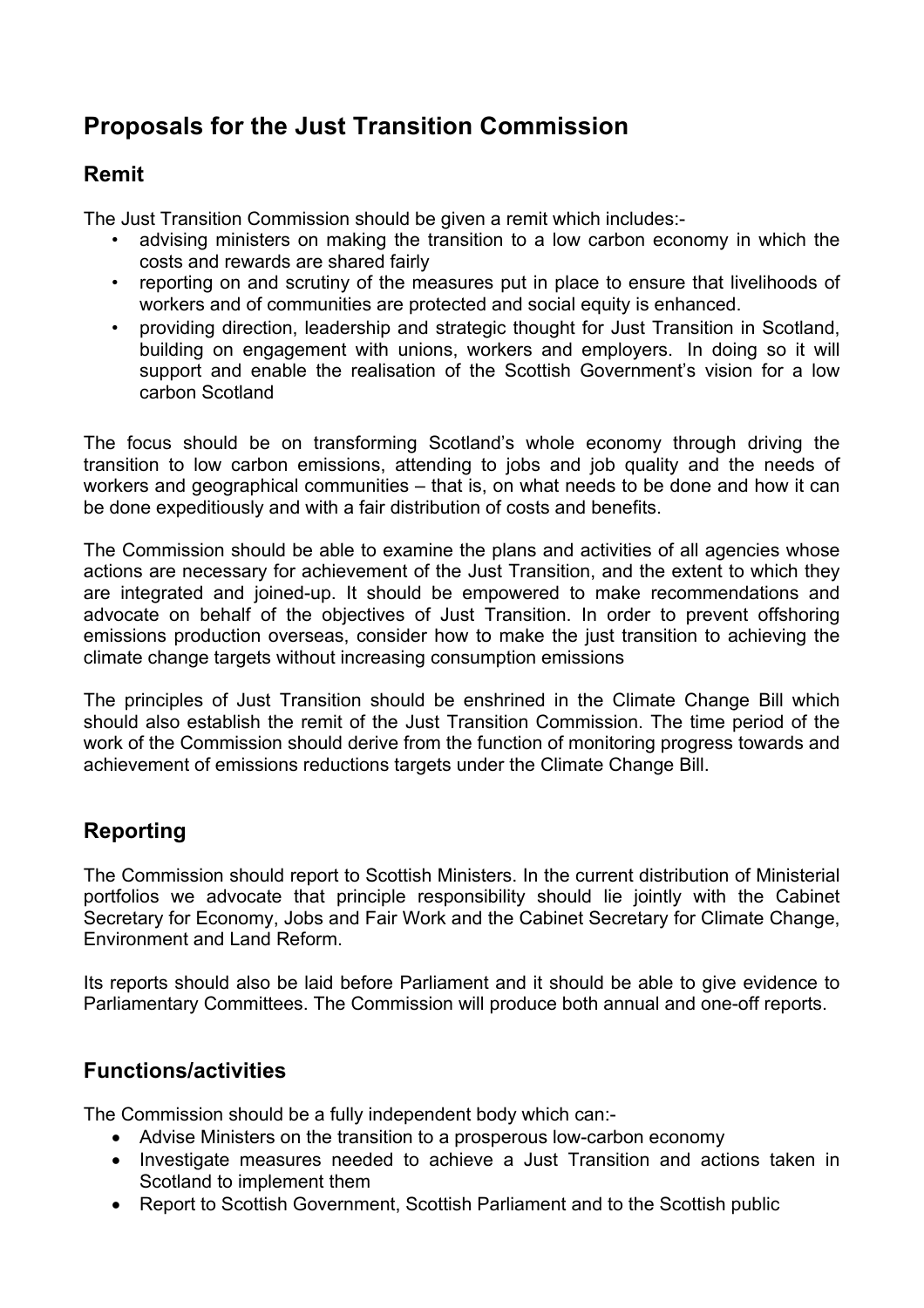# Proposals for the Just Transition Commission

## Remit

The Just Transition Commission should be given a remit which includes:-

- advising ministers on making the transition to a low carbon economy in which the costs and rewards are shared fairly
- reporting on and scrutiny of the measures put in place to ensure that livelihoods of workers and of communities are protected and social equity is enhanced.
- providing direction, leadership and strategic thought for Just Transition in Scotland, building on engagement with unions, workers and employers. In doing so it will support and enable the realisation of the Scottish Government's vision for a low carbon Scotland

The focus should be on transforming Scotland's whole economy through driving the transition to low carbon emissions, attending to jobs and job quality and the needs of workers and geographical communities – that is, on what needs to be done and how it can be done expeditiously and with a fair distribution of costs and benefits.

The Commission should be able to examine the plans and activities of all agencies whose actions are necessary for achievement of the Just Transition, and the extent to which they are integrated and joined-up. It should be empowered to make recommendations and advocate on behalf of the objectives of Just Transition. In order to prevent offshoring emissions production overseas, consider how to make the just transition to achieving the climate change targets without increasing consumption emissions

The principles of Just Transition should be enshrined in the Climate Change Bill which should also establish the remit of the Just Transition Commission. The time period of the work of the Commission should derive from the function of monitoring progress towards and achievement of emissions reductions targets under the Climate Change Bill.

## Reporting

The Commission should report to Scottish Ministers. In the current distribution of Ministerial portfolios we advocate that principle responsibility should lie jointly with the Cabinet Secretary for Economy, Jobs and Fair Work and the Cabinet Secretary for Climate Change, Environment and Land Reform.

Its reports should also be laid before Parliament and it should be able to give evidence to Parliamentary Committees. The Commission will produce both annual and one-off reports.

## Functions/activities

The Commission should be a fully independent body which can:-

- Advise Ministers on the transition to a prosperous low-carbon economy
- Investigate measures needed to achieve a Just Transition and actions taken in Scotland to implement them
- Report to Scottish Government, Scottish Parliament and to the Scottish public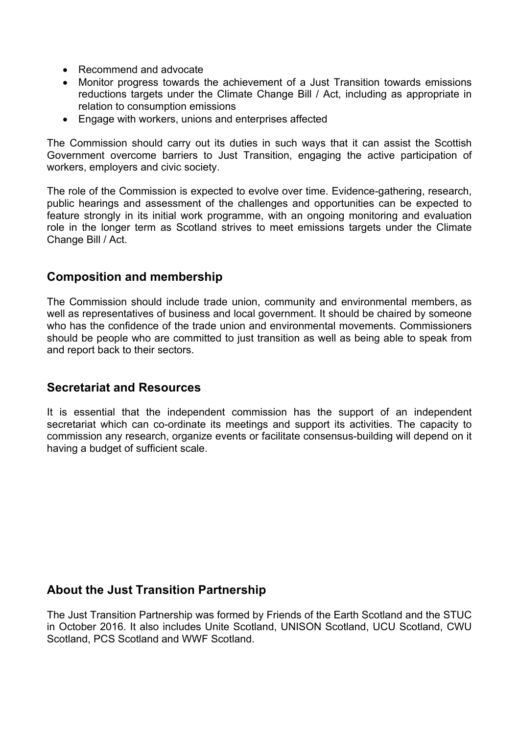- Recommend and advocate
- Monitor progress towards the achievement of a Just Transition towards emissions reductions targets under the Climate Change Bill / Act, including as appropriate in relation to consumption emissions
- Engage with workers, unions and enterprises affected

The Commission should carry out its duties in such ways that it can assist the Scottish Government overcome barriers to Just Transition, engaging the active participation of workers, employers and civic society.

The role of the Commission is expected to evolve over time. Evidence-gathering, research, public hearings and assessment of the challenges and opportunities can be expected to feature strongly in its initial work programme, with an ongoing monitoring and evaluation role in the longer term as Scotland strives to meet emissions targets under the Climate Change Bill / Act.

## Composition and membership

The Commission should include trade union, community and environmental members, as well as representatives of business and local government. It should be chaired by someone who has the confidence of the trade union and environmental movements. Commissioners should be people who are committed to just transition as well as being able to speak from and report back to their sectors.

## Secretariat and Resources

It is essential that the independent commission has the support of an independent secretariat which can co-ordinate its meetings and support its activities. The capacity to commission any research, organize events or facilitate consensus-building will depend on it having a budget of sufficient scale.

## About the Just Transition Partnership

The Just Transition Partnership was formed by Friends of the Earth Scotland and the STUC in October 2016. It also includes Unite Scotland, UNISON Scotland, UCU Scotland, CWU Scotland, PCS Scotland and WWF Scotland.